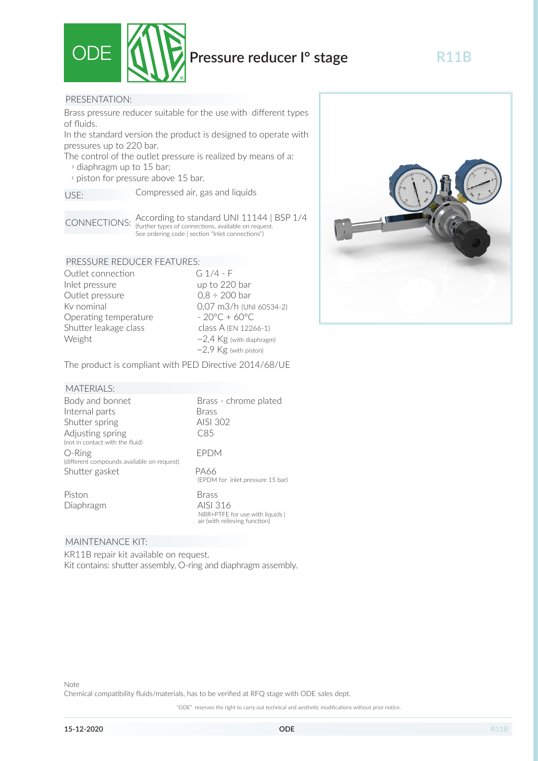# ODE Pressure reducer I° stage

## R11B

### PRESENTATION:

Brass pressure reducer suitable for the use with different types of fluids.

In the standard version the product is designed to operate with pressures up to 220 bar.

The control of the outlet pressure is realized by means of a:

- diaphragm up to 15 bar;
- piston for pressure above 15 bar.

**USE:** Compressed air, gas and liquids

**CONNECTIONS:** According to standard UNI 11144 | BSP 1/4
(further types of connections, available on request. See ordering code | section "Inlet connections")

### PRESSURE REDUCER FEATURES:

| | |
|---|---|
| Outlet connection | G 1/4 - F |
| Inlet pressure | up to 220 bar |
| Outlet pressure | 0,8 ÷ 200 bar |
| Kv nominal | 0,07 m3/h (UNI 60534-2) |
| Operating temperature | - 20°C + 60°C |
| Shutter leakage class | class A (EN 12266-1) |
| Weight | ~2,4 Kg (with diaphragm)<br>~2,9 Kg (with piston) |

The product is compliant with PED Directive 2014/68/UE

### MATERIALS:

| | |
|---|---|
| Body and bonnet | Brass - chrome plated |
| Internal parts | Brass |
| Shutter spring | AISI 302 |
| Adjusting spring (not in contact with the fluid) | C85 |
| O-Ring (different compounds available on request) | EPDM |
| Shutter gasket | PA66<br>(EPDM for inlet pressure 15 bar) |
| Piston | Brass |
| Diaphragm | AISI 316<br>NBR+PTFE for use with liquids \| air (with relieving function) |

### MAINTENANCE KIT:

KR11B repair kit available on request.
Kit contains: shutter assembly, O-ring and diaphragm assembly.

Note
Chemical compatibility fluids/materials, has to be verified at RFQ stage with ODE sales dept.

"ODE" reserves the right to carry out technical and aesthetic modifications without prior notice.

15-12-2020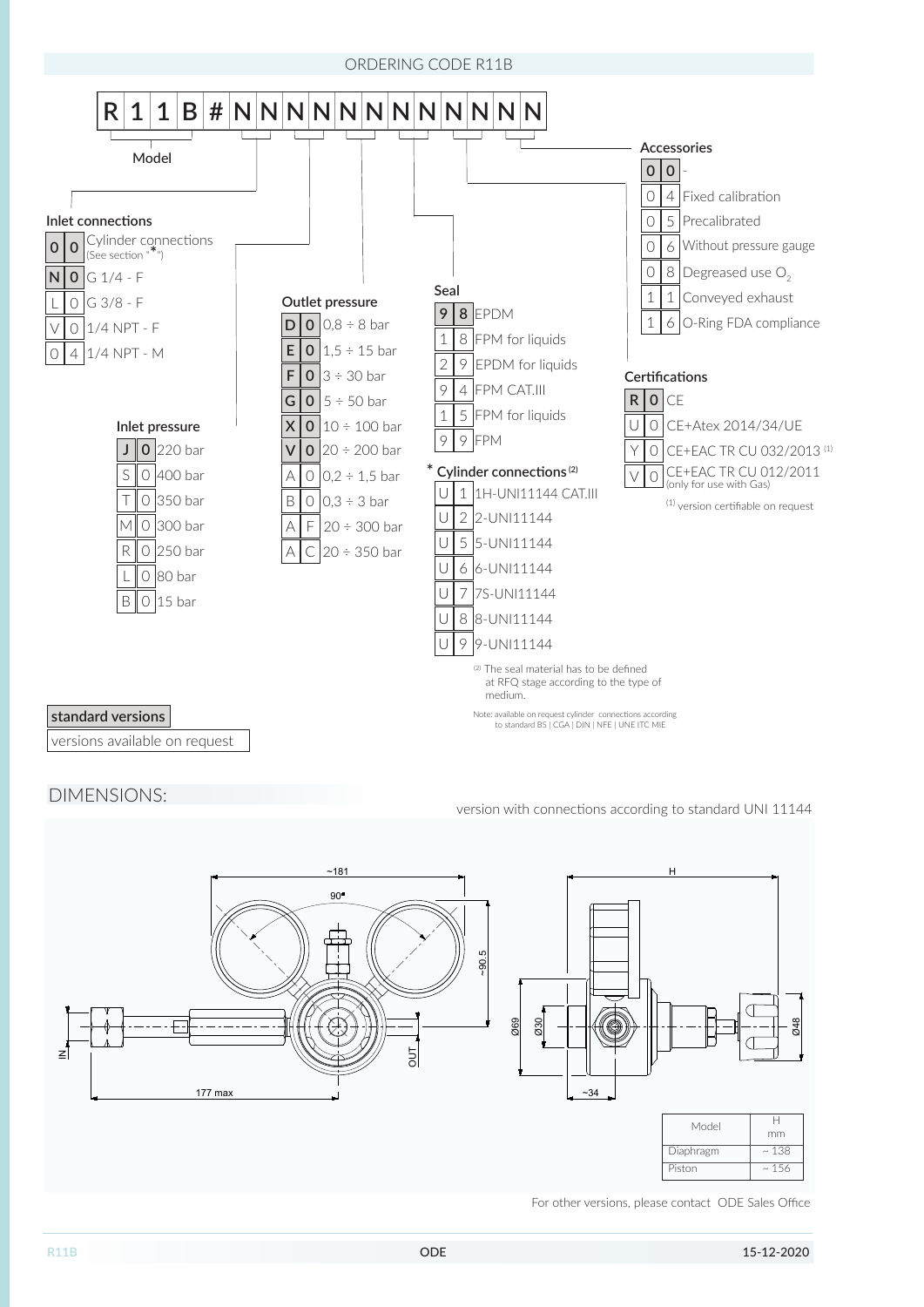## ORDERING CODE R11B

R 1 1 B # N N N N N N N N N N N N

**Model**

### Inlet connections

| | |
|---|---|
| **0 0** | Cylinder connections (See section "*") |
| **N 0** | G 1/4 - F |
| L 0 | G 3/8 - F |
| V 0 | 1/4 NPT - F |
| 0 4 | 1/4 NPT - M |

### Inlet pressure

| | |
|---|---|
| **J 0** | 220 bar |
| S 0 | 400 bar |
| T 0 | 350 bar |
| M 0 | 300 bar |
| R 0 | 250 bar |
| L 0 | 80 bar |
| B 0 | 15 bar |

### Outlet pressure

| | |
|---|---|
| **D 0** | 0,8 ÷ 8 bar |
| **E 0** | 1,5 ÷ 15 bar |
| **F 0** | 3 ÷ 30 bar |
| **G 0** | 5 ÷ 50 bar |
| **X 0** | 10 ÷ 100 bar |
| **V 0** | 20 ÷ 200 bar |
| A 0 | 0,2 ÷ 1,5 bar |
| B 0 | 0,3 ÷ 3 bar |
| A F | 20 ÷ 300 bar |
| A C | 20 ÷ 350 bar |

### Seal

| | |
|---|---|
| **9 8** | EPDM |
| 1 8 | FPM for liquids |
| 2 9 | EPDM for liquids |
| 9 4 | FPM CAT.III |
| 1 5 | FPM for liquids |
| 9 9 | FPM |

### * Cylinder connections (2)

| | |
|---|---|
| U 1 | 1H-UNI11144 CAT.III |
| U 2 | 2-UNI11144 |
| U 5 | 5-UNI11144 |
| U 6 | 6-UNI11144 |
| U 7 | 7S-UNI11144 |
| U 8 | 8-UNI11144 |
| U 9 | 9-UNI11144 |

(2) The seal material has to be defined at RFQ stage according to the type of medium.

Note: available on request cylinder connections according to standard BS | CGA | DIN | NFE | UNE ITC MIE

### Accessories

| | |
|---|---|
| **0 0** | - |
| 0 4 | Fixed calibration |
| 0 5 | Precalibrated |
| 0 6 | Without pressure gauge |
| 0 8 | Degreased use $O_2$ |
| 1 1 | Conveyed exhaust |
| 1 6 | O-Ring FDA compliance |

### Certifications

| | |
|---|---|
| **R 0** | CE |
| U 0 | CE+Atex 2014/34/UE |
| Y 0 | CE+EAC TR CU 032/2013 (1) |
| V 0 | CE+EAC TR CU 012/2011 (only for use with Gas) |

(1) version certifiable on request

**standard versions**

versions available on request

## DIMENSIONS:

version with connections according to standard UNI 11144

~181
90°
~90.5
IN
OUT
177 max
H
Ø69
Ø30
Ø48
~34

| Model | H mm |
|---|---|
| Diaphragm | ~ 138 |
| Piston | ~ 156 |

For other versions, please contact ODE Sales Office